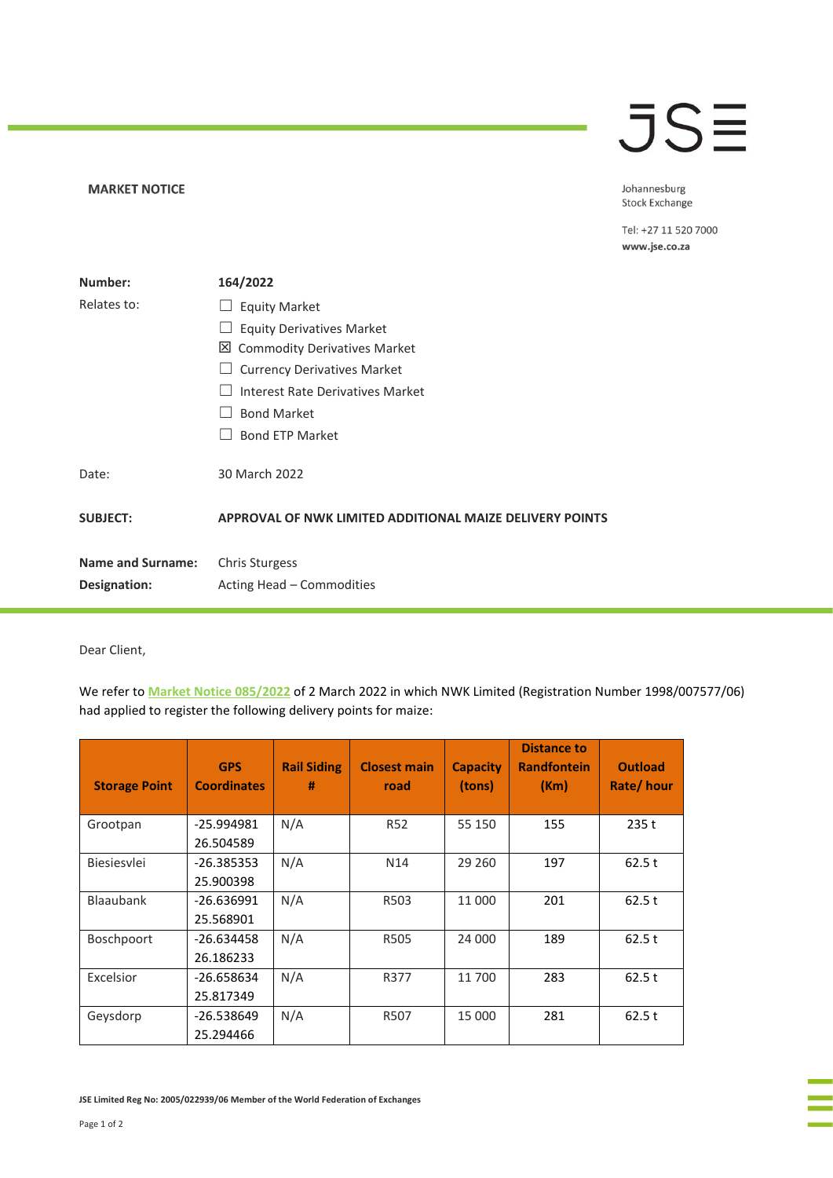**MARKET NOTICE**

Johannesburg Stock Exchange

Tel: +27 11 520 7000
www.jse.co.za

| | |
|---|---|
| **Number:** | **164/2022** |
| Relates to: | ☐ Equity Market<br>☐ Equity Derivatives Market<br>☒ Commodity Derivatives Market<br>☐ Currency Derivatives Market<br>☐ Interest Rate Derivatives Market<br>☐ Bond Market<br>☐ Bond ETP Market |
| Date: | 30 March 2022 |
| **SUBJECT:** | **APPROVAL OF NWK LIMITED ADDITIONAL MAIZE DELIVERY POINTS** |
| **Name and Surname:** | Chris Sturgess |
| **Designation:** | Acting Head – Commodities |

Dear Client,

We refer to Market Notice 085/2022 of 2 March 2022 in which NWK Limited (Registration Number 1998/007577/06) had applied to register the following delivery points for maize:

| Storage Point | GPS Coordinates | Rail Siding # | Closest main road | Capacity (tons) | Distance to Randfontein (Km) | Outload Rate/ hour |
|---|---|---|---|---|---|---|
| Grootpan | -25.994981 26.504589 | N/A | R52 | 55 150 | 155 | 235 t |
| Biesiesvlei | -26.385353 25.900398 | N/A | N14 | 29 260 | 197 | 62.5 t |
| Blaaubank | -26.636991 25.568901 | N/A | R503 | 11 000 | 201 | 62.5 t |
| Boschpoort | -26.634458 26.186233 | N/A | R505 | 24 000 | 189 | 62.5 t |
| Excelsior | -26.658634 25.817349 | N/A | R377 | 11 700 | 283 | 62.5 t |
| Geysdorp | -26.538649 25.294466 | N/A | R507 | 15 000 | 281 | 62.5 t |

JSE Limited Reg No: 2005/022939/06 Member of the World Federation of Exchanges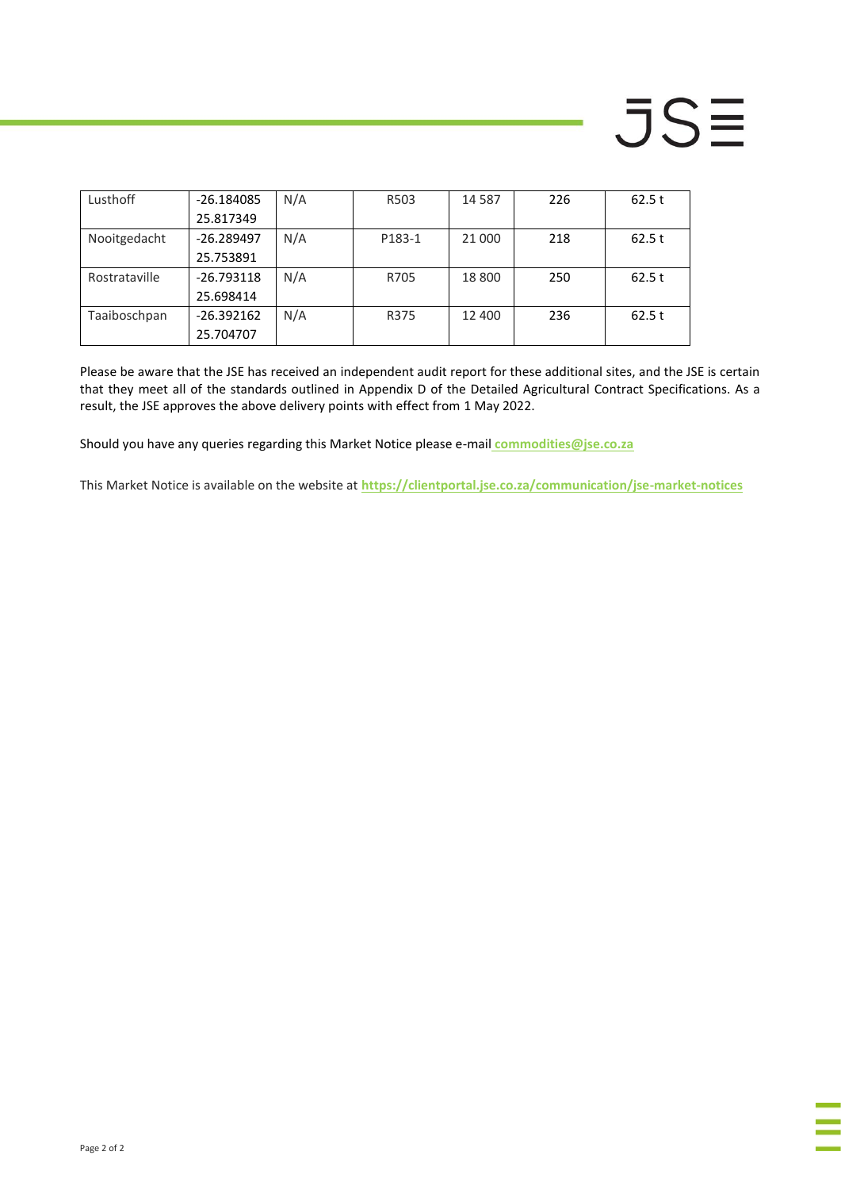| | | | | | | |
|---|---|---|---|---|---|---|
| Lusthoff | -26.184085 25.817349 | N/A | R503 | 14 587 | 226 | 62.5 t |
| Nooitgedacht | -26.289497 25.753891 | N/A | P183-1 | 21 000 | 218 | 62.5 t |
| Rostrataville | -26.793118 25.698414 | N/A | R705 | 18 800 | 250 | 62.5 t |
| Taaiboschpan | -26.392162 25.704707 | N/A | R375 | 12 400 | 236 | 62.5 t |

Please be aware that the JSE has received an independent audit report for these additional sites, and the JSE is certain that they meet all of the standards outlined in Appendix D of the Detailed Agricultural Contract Specifications. As a result, the JSE approves the above delivery points with effect from 1 May 2022.

Should you have any queries regarding this Market Notice please e-mail **commodities@jse.co.za**

This Market Notice is available on the website at **https://clientportal.jse.co.za/communication/jse-market-notices**